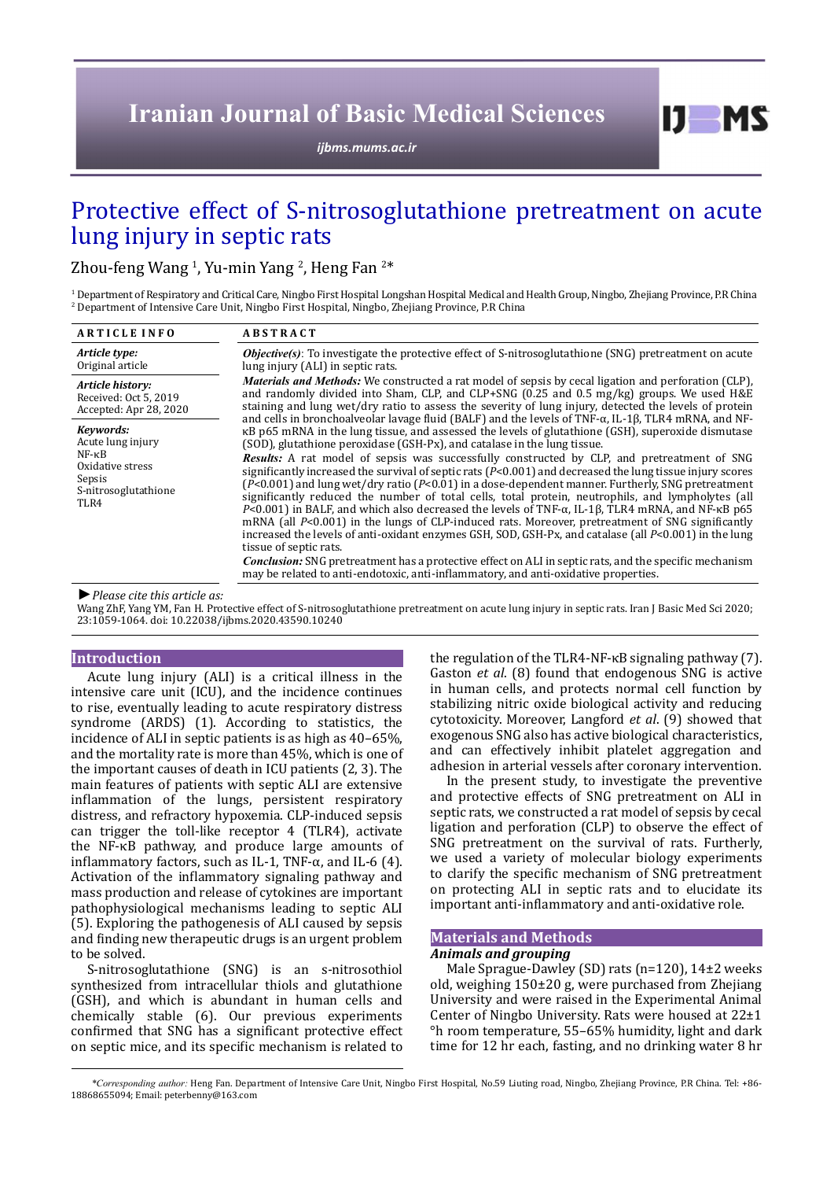# Protective effect of S-nitrosoglutathione pretreatment on acute lung injury in septic rats

Zhou-feng Wang [1], Yu-min Yang [2], Heng Fan [2]*

[1] Department of Respiratory and Critical Care, Ningbo First Hospital Longshan Hospital Medical and Health Group, Ningbo, Zhejiang Province, P.R China
[2] Department of Intensive Care Unit, Ningbo First Hospital, Ningbo, Zhejiang Province, P.R China

**ARTICLE INFO**

***Article type:***
Original article

***Article history:***
Received: Oct 5, 2019
Accepted: Apr 28, 2020

***Keywords:***
Acute lung injury
NF-κB
Oxidative stress
Sepsis
S-nitrosoglutathione
TLR4

**ABSTRACT**

***Objective(s)***: To investigate the protective effect of S-nitrosoglutathione (SNG) pretreatment on acute lung injury (ALI) in septic rats.

***Materials and Methods:*** We constructed a rat model of sepsis by cecal ligation and perforation (CLP), and randomly divided into Sham, CLP, and CLP+SNG (0.25 and 0.5 mg/kg) groups. We used H&E staining and lung wet/dry ratio to assess the severity of lung injury, detected the levels of protein and cells in bronchoalveolar lavage fluid (BALF) and the levels of TNF-α, IL-1β, TLR4 mRNA, and NF-κB p65 mRNA in the lung tissue, and assessed the levels of glutathione (GSH), superoxide dismutase (SOD), glutathione peroxidase (GSH-Px), and catalase in the lung tissue.

***Results:*** A rat model of sepsis was successfully constructed by CLP, and pretreatment of SNG significantly increased the survival of septic rats ($P<0.001$) and decreased the lung tissue injury scores ($P<0.001$) and lung wet/dry ratio ($P<0.01$) in a dose-dependent manner. Furtherly, SNG pretreatment significantly reduced the number of total cells, total protein, neutrophils, and lympholytes (all $P<0.001$) in BALF, and which also decreased the levels of TNF-α, IL-1β, TLR4 mRNA, and NF-κB p65 mRNA (all $P<0.001$) in the lungs of CLP-induced rats. Moreover, pretreatment of SNG significantly increased the levels of anti-oxidant enzymes GSH, SOD, GSH-Px, and catalase (all $P<0.001$) in the lung tissue of septic rats.

***Conclusion:*** SNG pretreatment has a protective effect on ALI in septic rats, and the specific mechanism may be related to anti-endotoxic, anti-inflammatory, and anti-oxidative properties.

► *Please cite this article as:*
Wang ZhF, Yang YM, Fan H. Protective effect of S-nitrosoglutathione pretreatment on acute lung injury in septic rats. Iran J Basic Med Sci 2020; 23:1059-1064. doi: 10.22038/ijbms.2020.43590.10240

## Introduction

Acute lung injury (ALI) is a critical illness in the intensive care unit (ICU), and the incidence continues to rise, eventually leading to acute respiratory distress syndrome (ARDS) (1). According to statistics, the incidence of ALI in septic patients is as high as 40–65%, and the mortality rate is more than 45%, which is one of the important causes of death in ICU patients (2, 3). The main features of patients with septic ALI are extensive inflammation of the lungs, persistent respiratory distress, and refractory hypoxemia. CLP-induced sepsis can trigger the toll-like receptor 4 (TLR4), activate the NF-κB pathway, and produce large amounts of inflammatory factors, such as IL-1, TNF-α, and IL-6 (4). Activation of the inflammatory signaling pathway and mass production and release of cytokines are important pathophysiological mechanisms leading to septic ALI (5). Exploring the pathogenesis of ALI caused by sepsis and finding new therapeutic drugs is an urgent problem to be solved.

S-nitrosoglutathione (SNG) is an s-nitrosothiol synthesized from intracellular thiols and glutathione (GSH), and which is abundant in human cells and chemically stable (6). Our previous experiments confirmed that SNG has a significant protective effect on septic mice, and its specific mechanism is related to the regulation of the TLR4-NF-κB signaling pathway (7). Gaston *et al*. (8) found that endogenous SNG is active in human cells, and protects normal cell function by stabilizing nitric oxide biological activity and reducing cytotoxicity. Moreover, Langford *et al*. (9) showed that exogenous SNG also has active biological characteristics, and can effectively inhibit platelet aggregation and adhesion in arterial vessels after coronary intervention.

In the present study, to investigate the preventive and protective effects of SNG pretreatment on ALI in septic rats, we constructed a rat model of sepsis by cecal ligation and perforation (CLP) to observe the effect of SNG pretreatment on the survival of rats. Furtherly, we used a variety of molecular biology experiments to clarify the specific mechanism of SNG pretreatment on protecting ALI in septic rats and to elucidate its important anti-inflammatory and anti-oxidative role.

## Materials and Methods

### *Animals and grouping*

Male Sprague-Dawley (SD) rats (n=120), 14±2 weeks old, weighing 150±20 g, were purchased from Zhejiang University and were raised in the Experimental Animal Center of Ningbo University. Rats were housed at 22±1 °h room temperature, 55–65% humidity, light and dark time for 12 hr each, fasting, and no drinking water 8 hr

*Corresponding author: Heng Fan. Department of Intensive Care Unit, Ningbo First Hospital, No.59 Liuting road, Ningbo, Zhejiang Province, P.R China. Tel: +86-18868655094; Email: peterbenny@163.com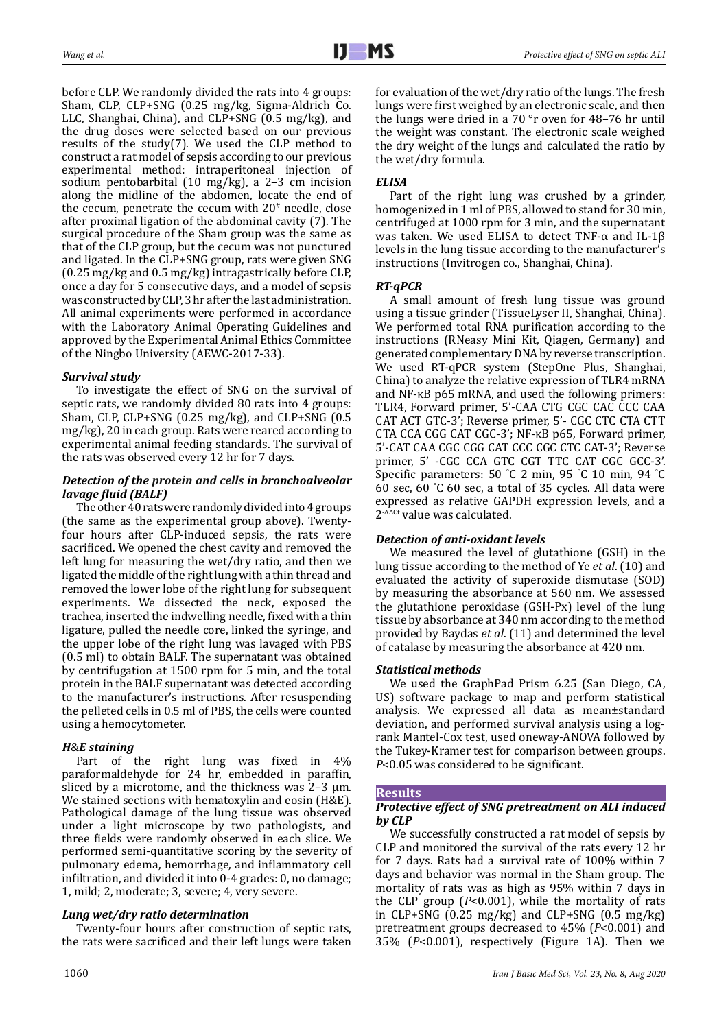before CLP. We randomly divided the rats into 4 groups: Sham, CLP, CLP+SNG (0.25 mg/kg, Sigma-Aldrich Co. LLC, Shanghai, China), and CLP+SNG (0.5 mg/kg), and the drug doses were selected based on our previous results of the study(7). We used the CLP method to construct a rat model of sepsis according to our previous experimental method: intraperitoneal injection of sodium pentobarbital (10 mg/kg), a 2–3 cm incision along the midline of the abdomen, locate the end of the cecum, penetrate the cecum with 20# needle, close after proximal ligation of the abdominal cavity (7). The surgical procedure of the Sham group was the same as that of the CLP group, but the cecum was not punctured and ligated. In the CLP+SNG group, rats were given SNG (0.25 mg/kg and 0.5 mg/kg) intragastrically before CLP, once a day for 5 consecutive days, and a model of sepsis was constructed by CLP, 3 hr after the last administration. All animal experiments were performed in accordance with the Laboratory Animal Operating Guidelines and approved by the Experimental Animal Ethics Committee of the Ningbo University (AEWC-2017-33).

### *Survival study*

To investigate the effect of SNG on the survival of septic rats, we randomly divided 80 rats into 4 groups: Sham, CLP, CLP+SNG (0.25 mg/kg), and CLP+SNG (0.5 mg/kg), 20 in each group. Rats were reared according to experimental animal feeding standards. The survival of the rats was observed every 12 hr for 7 days.

### *Detection of the protein and cells in bronchoalveolar lavage fluid (BALF)*

The other 40 rats were randomly divided into 4 groups (the same as the experimental group above). Twenty-four hours after CLP-induced sepsis, the rats were sacrificed. We opened the chest cavity and removed the left lung for measuring the wet/dry ratio, and then we ligated the middle of the right lung with a thin thread and removed the lower lobe of the right lung for subsequent experiments. We dissected the neck, exposed the trachea, inserted the indwelling needle, fixed with a thin ligature, pulled the needle core, linked the syringe, and the upper lobe of the right lung was lavaged with PBS (0.5 ml) to obtain BALF. The supernatant was obtained by centrifugation at 1500 rpm for 5 min, and the total protein in the BALF supernatant was detected according to the manufacturer's instructions. After resuspending the pelleted cells in 0.5 ml of PBS, the cells were counted using a hemocytometer.

### *H&E staining*

Part of the right lung was fixed in 4% paraformaldehyde for 24 hr, embedded in paraffin, sliced by a microtome, and the thickness was 2–3 μm. We stained sections with hematoxylin and eosin (H&E). Pathological damage of the lung tissue was observed under a light microscope by two pathologists, and three fields were randomly observed in each slice. We performed semi-quantitative scoring by the severity of pulmonary edema, hemorrhage, and inflammatory cell infiltration, and divided it into 0-4 grades: 0, no damage; 1, mild; 2, moderate; 3, severe; 4, very severe.

### *Lung wet/dry ratio determination*

Twenty-four hours after construction of septic rats, the rats were sacrificed and their left lungs were taken for evaluation of the wet/dry ratio of the lungs. The fresh lungs were first weighed by an electronic scale, and then the lungs were dried in a 70 °r oven for 48–76 hr until the weight was constant. The electronic scale weighed the dry weight of the lungs and calculated the ratio by the wet/dry formula.

### *ELISA*

Part of the right lung was crushed by a grinder, homogenized in 1 ml of PBS, allowed to stand for 30 min, centrifuged at 1000 rpm for 3 min, and the supernatant was taken. We used ELISA to detect TNF-α and IL-1β levels in the lung tissue according to the manufacturer's instructions (Invitrogen co., Shanghai, China).

### *RT-qPCR*

A small amount of fresh lung tissue was ground using a tissue grinder (TissueLyser II, Shanghai, China). We performed total RNA purification according to the instructions (RNeasy Mini Kit, Qiagen, Germany) and generated complementary DNA by reverse transcription. We used RT-qPCR system (StepOne Plus, Shanghai, China) to analyze the relative expression of TLR4 mRNA and NF-κB p65 mRNA, and used the following primers: TLR4, Forward primer, 5'-CAA CTG CGC CAC CCC CAA CAT ACT GTC-3'; Reverse primer, 5'- CGC CTC CTA CTT CTA CCA CGG CAT CGC-3'; NF-κB p65, Forward primer, 5'-CAT CAA CGC CGG CAT CCC CGC CTC CAT-3'; Reverse primer, 5' -CGC CCA GTC CGT TTC CAT CGC GCC-3'. Specific parameters: 50 °C 2 min, 95 °C 10 min, 94 °C 60 sec, 60 °C 60 sec, a total of 35 cycles. All data were expressed as relative GAPDH expression levels, and a $2^{-\Delta\Delta Ct}$ value was calculated.

### *Detection of anti-oxidant levels*

We measured the level of glutathione (GSH) in the lung tissue according to the method of Ye *et al*. (10) and evaluated the activity of superoxide dismutase (SOD) by measuring the absorbance at 560 nm. We assessed the glutathione peroxidase (GSH-Px) level of the lung tissue by absorbance at 340 nm according to the method provided by Baydas *et al*. (11) and determined the level of catalase by measuring the absorbance at 420 nm.

### *Statistical methods*

We used the GraphPad Prism 6.25 (San Diego, CA, US) software package to map and perform statistical analysis. We expressed all data as mean±standard deviation, and performed survival analysis using a log-rank Mantel-Cox test, used oneway-ANOVA followed by the Tukey-Kramer test for comparison between groups. $P<0.05$ was considered to be significant.

## Results

### *Protective effect of SNG pretreatment on ALI induced by CLP*

We successfully constructed a rat model of sepsis by CLP and monitored the survival of the rats every 12 hr for 7 days. Rats had a survival rate of 100% within 7 days and behavior was normal in the Sham group. The mortality of rats was as high as 95% within 7 days in the CLP group ($P<0.001$), while the mortality of rats in CLP+SNG (0.25 mg/kg) and CLP+SNG (0.5 mg/kg) pretreatment groups decreased to 45% ($P<0.001$) and 35% ($P<0.001$), respectively (Figure 1A). Then we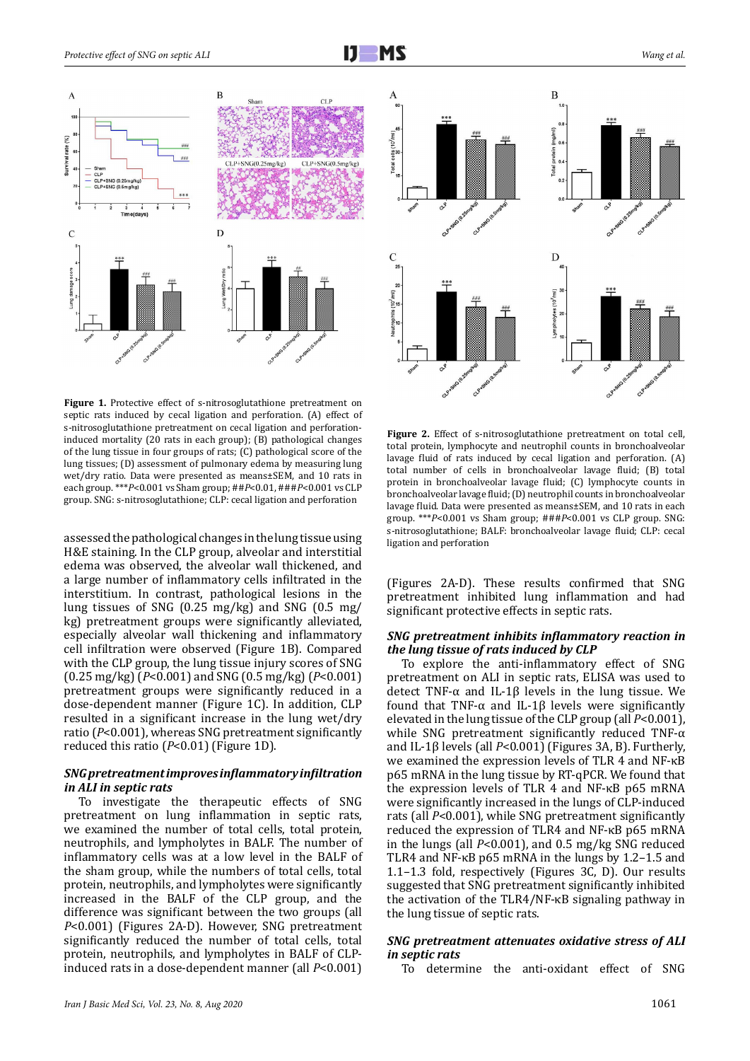**Figure 1.** Protective effect of s-nitrosoglutathione pretreatment on septic rats induced by cecal ligation and perforation. (A) effect of s-nitrosoglutathione pretreatment on cecal ligation and perforation-induced mortality (20 rats in each group); (B) pathological changes of the lung tissue in four groups of rats; (C) pathological score of the lung tissues; (D) assessment of pulmonary edema by measuring lung wet/dry ratio. Data were presented as means±SEM, and 10 rats in each group. \*\*\**P*<0.001 vs Sham group; ##*P*<0.01, ###*P*<0.001 vs CLP group. SNG: s-nitrosoglutathione; CLP: cecal ligation and perforation

**Figure 2.** Effect of s-nitrosoglutathione pretreatment on total cell, total protein, lymphocyte and neutrophil counts in bronchoalveolar lavage fluid of rats induced by cecal ligation and perforation. (A) total number of cells in bronchoalveolar lavage fluid; (B) total protein in bronchoalveolar lavage fluid; (C) lymphocyte counts in bronchoalveolar lavage fluid; (D) neutrophil counts in bronchoalveolar lavage fluid. Data were presented as means±SEM, and 10 rats in each group. \*\*\**P*<0.001 vs Sham group; ###*P*<0.001 vs CLP group. SNG: s-nitrosoglutathione; BALF: bronchoalveolar lavage fluid; CLP: cecal ligation and perforation

assessed the pathological changes in the lung tissue using H&E staining. In the CLP group, alveolar and interstitial edema was observed, the alveolar wall thickened, and a large number of inflammatory cells infiltrated in the interstitium. In contrast, pathological lesions in the lung tissues of SNG (0.25 mg/kg) and SNG (0.5 mg/kg) pretreatment groups were significantly alleviated, especially alveolar wall thickening and inflammatory cell infiltration were observed (Figure 1B). Compared with the CLP group, the lung tissue injury scores of SNG (0.25 mg/kg) (*P*<0.001) and SNG (0.5 mg/kg) (*P*<0.001) pretreatment groups were significantly reduced in a dose-dependent manner (Figure 1C). In addition, CLP resulted in a significant increase in the lung wet/dry ratio (*P*<0.001), whereas SNG pretreatment significantly reduced this ratio (*P*<0.01) (Figure 1D).

### *SNG pretreatment improves inflammatory infiltration in ALI in septic rats*

To investigate the therapeutic effects of SNG pretreatment on lung inflammation in septic rats, we examined the number of total cells, total protein, neutrophils, and lympholytes in BALF. The number of inflammatory cells was at a low level in the BALF of the sham group, while the numbers of total cells, total protein, neutrophils, and lympholytes were significantly increased in the BALF of the CLP group, and the difference was significant between the two groups (all *P*<0.001) (Figures 2A-D). However, SNG pretreatment significantly reduced the number of total cells, total protein, neutrophils, and lympholytes in BALF of CLP-induced rats in a dose-dependent manner (all *P*<0.001) (Figures 2A-D). These results confirmed that SNG pretreatment inhibited lung inflammation and had significant protective effects in septic rats.

### *SNG pretreatment inhibits inflammatory reaction in the lung tissue of rats induced by CLP*

To explore the anti-inflammatory effect of SNG pretreatment on ALI in septic rats, ELISA was used to detect TNF-α and IL-1β levels in the lung tissue. We found that TNF-α and IL-1β levels were significantly elevated in the lung tissue of the CLP group (all *P*<0.001), while SNG pretreatment significantly reduced TNF-α and IL-1β levels (all *P*<0.001) (Figures 3A, B). Furtherly, we examined the expression levels of TLR 4 and NF-κB p65 mRNA in the lung tissue by RT-qPCR. We found that the expression levels of TLR 4 and NF-κB p65 mRNA were significantly increased in the lungs of CLP-induced rats (all *P*<0.001), while SNG pretreatment significantly reduced the expression of TLR4 and NF-κB p65 mRNA in the lungs (all *P*<0.001), and 0.5 mg/kg SNG reduced TLR4 and NF-κB p65 mRNA in the lungs by 1.2–1.5 and 1.1–1.3 fold, respectively (Figures 3C, D). Our results suggested that SNG pretreatment significantly inhibited the activation of the TLR4/NF-κB signaling pathway in the lung tissue of septic rats.

### *SNG pretreatment attenuates oxidative stress of ALI in septic rats*

To determine the anti-oxidant effect of SNG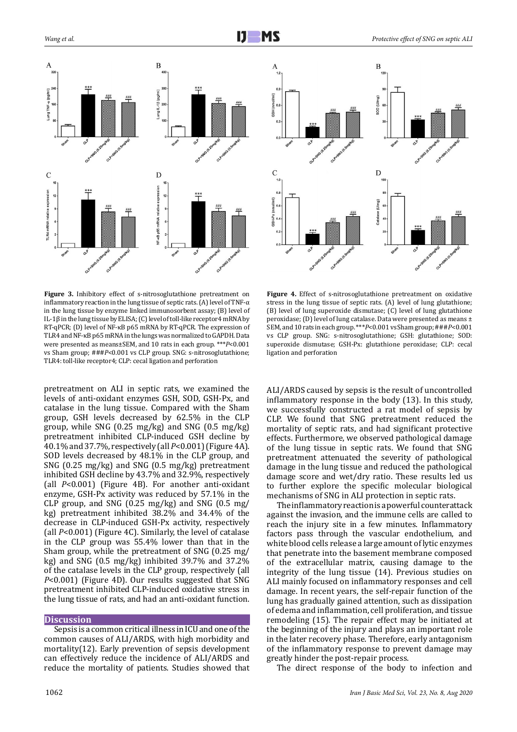**Figure 3.** Inhibitory effect of s-nitrosoglutathione pretreatment on inflammatory reaction in the lung tissue of septic rats. (A) level of TNF-α in the lung tissue by enzyme linked immunosorbent assay; (B) level of IL-1β in the lung tissue by ELISA; (C) level of toll-like receptor4 mRNA by RT-qPCR; (D) level of NF-κB p65 mRNA by RT-qPCR. The expression of TLR4 and NF-κB p65 mRNA in the lungs was normalized to GAPDH. Data were presented as means±SEM, and 10 rats in each group. ****P*<0.001 vs Sham group; ###*P*<0.001 vs CLP group. SNG: s-nitrosoglutathione; TLR4: toll-like receptor4; CLP: cecal ligation and perforation

**Figure 4.** Effect of s-nitrosoglutathione pretreatment on oxidative stress in the lung tissue of septic rats. (A) level of lung glutathione; (B) level of lung superoxide dismutase; (C) level of lung glutathione peroxidase; (D) level of lung catalase. Data were presented as means ± SEM, and 10 rats in each group. ****P*<0.001 vs Sham group; ###*P*<0.001 vs CLP group. SNG: s-nitrosoglutathione; GSH: glutathione; SOD: superoxide dismutase; GSH-Px: glutathione peroxidase; CLP: cecal ligation and perforation

pretreatment on ALI in septic rats, we examined the levels of anti-oxidant enzymes GSH, SOD, GSH-Px, and catalase in the lung tissue. Compared with the Sham group, GSH levels decreased by 62.5% in the CLP group, while SNG (0.25 mg/kg) and SNG (0.5 mg/kg) pretreatment inhibited CLP-induced GSH decline by 40.1% and 37.7%, respectively (all *P*<0.001) (Figure 4A). SOD levels decreased by 48.1% in the CLP group, and SNG (0.25 mg/kg) and SNG (0.5 mg/kg) pretreatment inhibited GSH decline by 43.7% and 32.9%, respectively (all *P*<0.001) (Figure 4B). For another anti-oxidant enzyme, GSH-Px activity was reduced by 57.1% in the CLP group, and SNG (0.25 mg/kg) and SNG (0.5 mg/kg) pretreatment inhibited 38.2% and 34.4% of the decrease in CLP-induced GSH-Px activity, respectively (all *P*<0.001) (Figure 4C). Similarly, the level of catalase in the CLP group was 55.4% lower than that in the Sham group, while the pretreatment of SNG (0.25 mg/kg) and SNG (0.5 mg/kg) inhibited 39.7% and 37.2% of the catalase levels in the CLP group, respectively (all *P*<0.001) (Figure 4D). Our results suggested that SNG pretreatment inhibited CLP-induced oxidative stress in the lung tissue of rats, and had an anti-oxidant function.

## Discussion

Sepsis is a common critical illness in ICU and one of the common causes of ALI/ARDS, with high morbidity and mortality(12). Early prevention of sepsis development can effectively reduce the incidence of ALI/ARDS and reduce the mortality of patients. Studies showed that ALI/ARDS caused by sepsis is the result of uncontrolled inflammatory response in the body (13). In this study, we successfully constructed a rat model of sepsis by CLP. We found that SNG pretreatment reduced the mortality of septic rats, and had significant protective effects. Furthermore, we observed pathological damage of the lung tissue in septic rats. We found that SNG pretreatment attenuated the severity of pathological damage in the lung tissue and reduced the pathological damage score and wet/dry ratio. These results led us to further explore the specific molecular biological mechanisms of SNG in ALI protection in septic rats.

The inflammatory reaction is a powerful counterattack against the invasion, and the immune cells are called to reach the injury site in a few minutes. Inflammatory factors pass through the vascular endothelium, and white blood cells release a large amount of lytic enzymes that penetrate into the basement membrane composed of the extracellular matrix, causing damage to the integrity of the lung tissue (14). Previous studies on ALI mainly focused on inflammatory responses and cell damage. In recent years, the self-repair function of the lung has gradually gained attention, such as dissipation of edema and inflammation, cell proliferation, and tissue remodeling (15). The repair effect may be initiated at the beginning of the injury and plays an important role in the later recovery phase. Therefore, early antagonism of the inflammatory response to prevent damage may greatly hinder the post-repair process.

The direct response of the body to infection and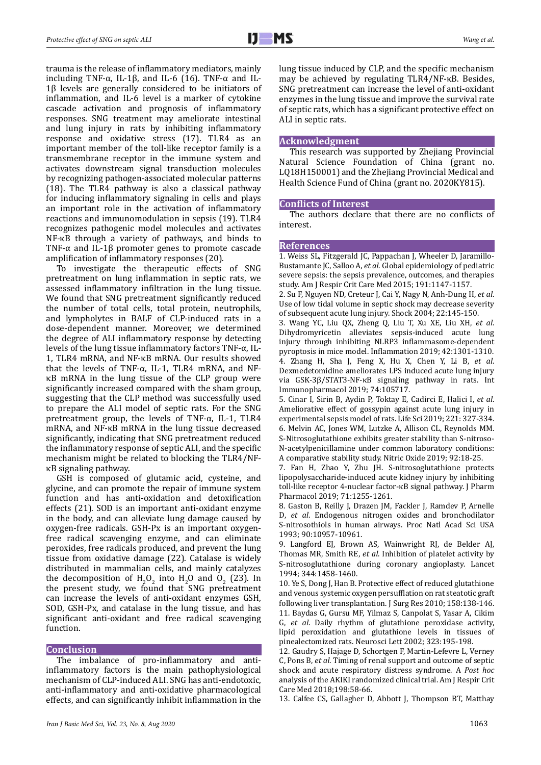trauma is the release of inflammatory mediators, mainly including TNF-α, IL-1β, and IL-6 (16). TNF-α and IL-1β levels are generally considered to be initiators of inflammation, and IL-6 level is a marker of cytokine cascade activation and prognosis of inflammatory responses. SNG treatment may ameliorate intestinal and lung injury in rats by inhibiting inflammatory response and oxidative stress (17). TLR4 as an important member of the toll-like receptor family is a transmembrane receptor in the immune system and activates downstream signal transduction molecules by recognizing pathogen-associated molecular patterns (18). The TLR4 pathway is also a classical pathway for inducing inflammatory signaling in cells and plays an important role in the activation of inflammatory reactions and immunomodulation in sepsis (19). TLR4 recognizes pathogenic model molecules and activates NF-κB through a variety of pathways, and binds to TNF-α and IL-1β promoter genes to promote cascade amplification of inflammatory responses (20).

To investigate the therapeutic effects of SNG pretreatment on lung inflammation in septic rats, we assessed inflammatory infiltration in the lung tissue. We found that SNG pretreatment significantly reduced the number of total cells, total protein, neutrophils, and lymphocytes in BALF of CLP-induced rats in a dose-dependent manner. Moreover, we determined the degree of ALI inflammatory response by detecting levels of the lung tissue inflammatory factors TNF-α, IL-1, TLR4 mRNA, and NF-κB mRNA. Our results showed that the levels of TNF-α, IL-1, TLR4 mRNA, and NF-κB mRNA in the lung tissue of the CLP group were significantly increased compared with the sham group, suggesting that the CLP method was successfully used to prepare the ALI model of septic rats. For the SNG pretreatment group, the levels of TNF-α, IL-1, TLR4 mRNA, and NF-κB mRNA in the lung tissue decreased significantly, indicating that SNG pretreatment reduced the inflammatory response of septic ALI, and the specific mechanism might be related to blocking the TLR4/NF-κB signaling pathway.

GSH is composed of glutamic acid, cysteine, and glycine, and can promote the repair of immune system function and has anti-oxidation and detoxification effects (21). SOD is an important anti-oxidant enzyme in the body, and can alleviate lung damage caused by oxygen-free radicals. GSH-Px is an important oxygen-free radical scavenging enzyme, and can eliminate peroxides, free radicals produced, and prevent the lung tissue from oxidative damage (22). Catalase is widely distributed in mammalian cells, and mainly catalyzes the decomposition of $H_2O_2$ into $H_2O$ and $O_2$ (23). In the present study, we found that SNG pretreatment can increase the levels of anti-oxidant enzymes GSH, SOD, GSH-Px, and catalase in the lung tissue, and has significant anti-oxidant and free radical scavenging function.

## Conclusion

The imbalance of pro-inflammatory and anti-inflammatory factors is the main pathophysiological mechanism of CLP-induced ALI. SNG has anti-endotoxic, anti-inflammatory and anti-oxidative pharmacological effects, and can significantly inhibit inflammation in the lung tissue induced by CLP, and the specific mechanism may be achieved by regulating TLR4/NF-κB. Besides, SNG pretreatment can increase the level of anti-oxidant enzymes in the lung tissue and improve the survival rate of septic rats, which has a significant protective effect on ALI in septic rats.

## Acknowledgment

This research was supported by Zhejiang Provincial Natural Science Foundation of China (grant no. LQ18H150001) and the Zhejiang Provincial Medical and Health Science Fund of China (grant no. 2020KY815).

## Conflicts of Interest

The authors declare that there are no conflicts of interest.

## References

1. Weiss SL, Fitzgerald JC, Pappachan J, Wheeler D, Jaramillo-Bustamante JC, Salloo A, *et al*. Global epidemiology of pediatric severe sepsis: the sepsis prevalence, outcomes, and therapies study. Am J Respir Crit Care Med 2015; 191:1147-1157.
2. Su F, Nguyen ND, Creteur J, Cai Y, Nagy N, Anh-Dung H, *et al*. Use of low tidal volume in septic shock may decrease severity of subsequent acute lung injury. Shock 2004; 22:145-150.
3. Wang YC, Liu QX, Zheng Q, Liu T, Xu XE, Liu XH, *et al*. Dihydromyricetin alleviates sepsis-induced acute lung injury through inhibiting NLRP3 inflammasome-dependent pyroptosis in mice model. Inflammation 2019; 42:1301-1310.
4. Zhang H, Sha J, Feng X, Hu X, Chen Y, Li B, *et al*. Dexmedetomidine ameliorates LPS induced acute lung injury via GSK-3β/STAT3-NF-κB signaling pathway in rats. Int Immunopharmacol 2019; 74:105717.
5. Cinar I, Sirin B, Aydin P, Toktay E, Cadirci E, Halici I, *et al*. Ameliorative effect of gossypin against acute lung injury in experimental sepsis model of rats. Life Sci 2019; 221: 327-334.
6. Melvin AC, Jones WM, Lutzke A, Allison CL, Reynolds MM. S-Nitrosoglutathione exhibits greater stability than S-nitroso-N-acetylpenicillamine under common laboratory conditions: A comparative stability study. Nitric Oxide 2019; 92:18-25.
7. Fan H, Zhao Y, Zhu JH. S-nitrosoglutathione protects lipopolysaccharide-induced acute kidney injury by inhibiting toll-like receptor 4-nuclear factor-κB signal pathway. J Pharm Pharmacol 2019; 71:1255-1261.
8. Gaston B, Reilly J, Drazen JM, Fackler J, Ramdev P, Arnelle D, *et al*. Endogenous nitrogen oxides and bronchodilator S-nitrosothiols in human airways. Proc Natl Acad Sci USA 1993; 90:10957-10961.
9. Langford EJ, Brown AS, Wainwright RJ, de Belder AJ, Thomas MR, Smith RE, *et al*. Inhibition of platelet activity by S-nitrosoglutathione during coronary angioplasty. Lancet 1994; 344:1458-1460.
10. Ye S, Dong J, Han B. Protective effect of reduced glutathione and venous systemic oxygen persufflation on rat steatotic graft following liver transplantation. J Surg Res 2010; 158:138-146.
11. Baydas G, Gursu MF, Yilmaz S, Canpolat S, Yasar A, Cikim G, *et al*. Daily rhythm of glutathione peroxidase activity, lipid peroxidation and glutathione levels in tissues of pinealectomized rats. Neurosci Lett 2002; 323:195-198.
12. Gaudry S, Hajage D, Schortgen F, Martin-Lefevre L, Verney C, Pons B, *et al*. Timing of renal support and outcome of septic shock and acute respiratory distress syndrome. A *Post hoc* analysis of the AKIKI randomized clinical trial. Am J Respir Crit Care Med 2018;198:58-66.
13. Calfee CS, Gallagher D, Abbott J, Thompson BT, Matthay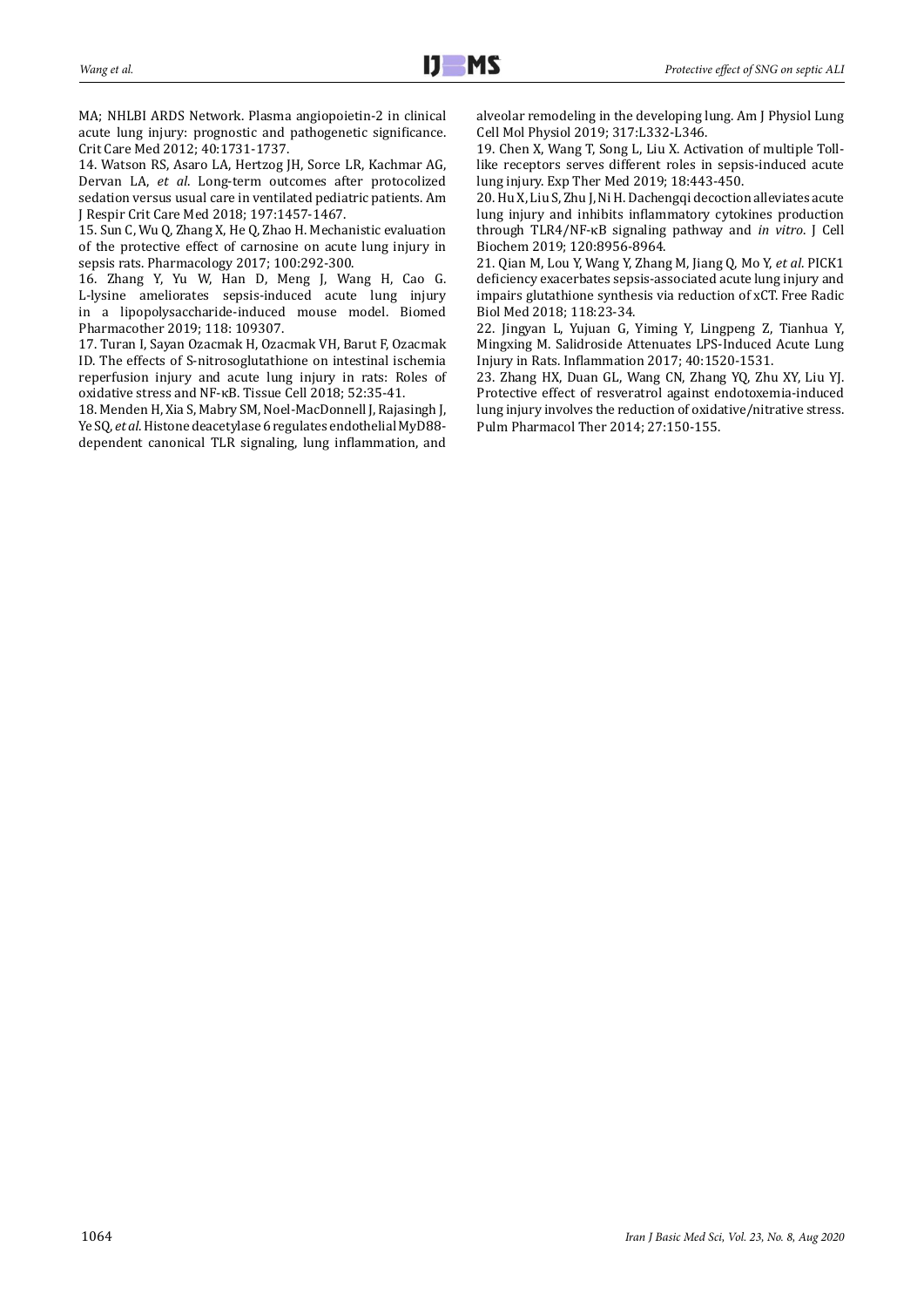MA; NHLBI ARDS Network. Plasma angiopoietin-2 in clinical acute lung injury: prognostic and pathogenetic significance. Crit Care Med 2012; 40:1731-1737.

14. Watson RS, Asaro LA, Hertzog JH, Sorce LR, Kachmar AG, Dervan LA, *et al*. Long-term outcomes after protocolized sedation versus usual care in ventilated pediatric patients. Am J Respir Crit Care Med 2018; 197:1457-1467.

15. Sun C, Wu Q, Zhang X, He Q, Zhao H. Mechanistic evaluation of the protective effect of carnosine on acute lung injury in sepsis rats. Pharmacology 2017; 100:292-300.

16. Zhang Y, Yu W, Han D, Meng J, Wang H, Cao G. L-lysine ameliorates sepsis-induced acute lung injury in a lipopolysaccharide-induced mouse model. Biomed Pharmacother 2019; 118: 109307.

17. Turan I, Sayan Ozacmak H, Ozacmak VH, Barut F, Ozacmak ID. The effects of S-nitrosoglutathione on intestinal ischemia reperfusion injury and acute lung injury in rats: Roles of oxidative stress and NF-κB. Tissue Cell 2018; 52:35-41.

18. Menden H, Xia S, Mabry SM, Noel-MacDonnell J, Rajasingh J, Ye SQ, *et al*. Histone deacetylase 6 regulates endothelial MyD88-dependent canonical TLR signaling, lung inflammation, and alveolar remodeling in the developing lung. Am J Physiol Lung Cell Mol Physiol 2019; 317:L332-L346.

19. Chen X, Wang T, Song L, Liu X. Activation of multiple Toll-like receptors serves different roles in sepsis-induced acute lung injury. Exp Ther Med 2019; 18:443-450.

20. Hu X, Liu S, Zhu J, Ni H. Dachengqi decoction alleviates acute lung injury and inhibits inflammatory cytokines production through TLR4/NF-κB signaling pathway and *in vitro*. J Cell Biochem 2019; 120:8956-8964.

21. Qian M, Lou Y, Wang Y, Zhang M, Jiang Q, Mo Y, *et al*. PICK1 deficiency exacerbates sepsis-associated acute lung injury and impairs glutathione synthesis via reduction of xCT. Free Radic Biol Med 2018; 118:23-34.

22. Jingyan L, Yujuan G, Yiming Y, Lingpeng Z, Tianhua Y, Mingxing M. Salidroside Attenuates LPS-Induced Acute Lung Injury in Rats. Inflammation 2017; 40:1520-1531.

23. Zhang HX, Duan GL, Wang CN, Zhang YQ, Zhu XY, Liu YJ. Protective effect of resveratrol against endotoxemia-induced lung injury involves the reduction of oxidative/nitrative stress. Pulm Pharmacol Ther 2014; 27:150-155.